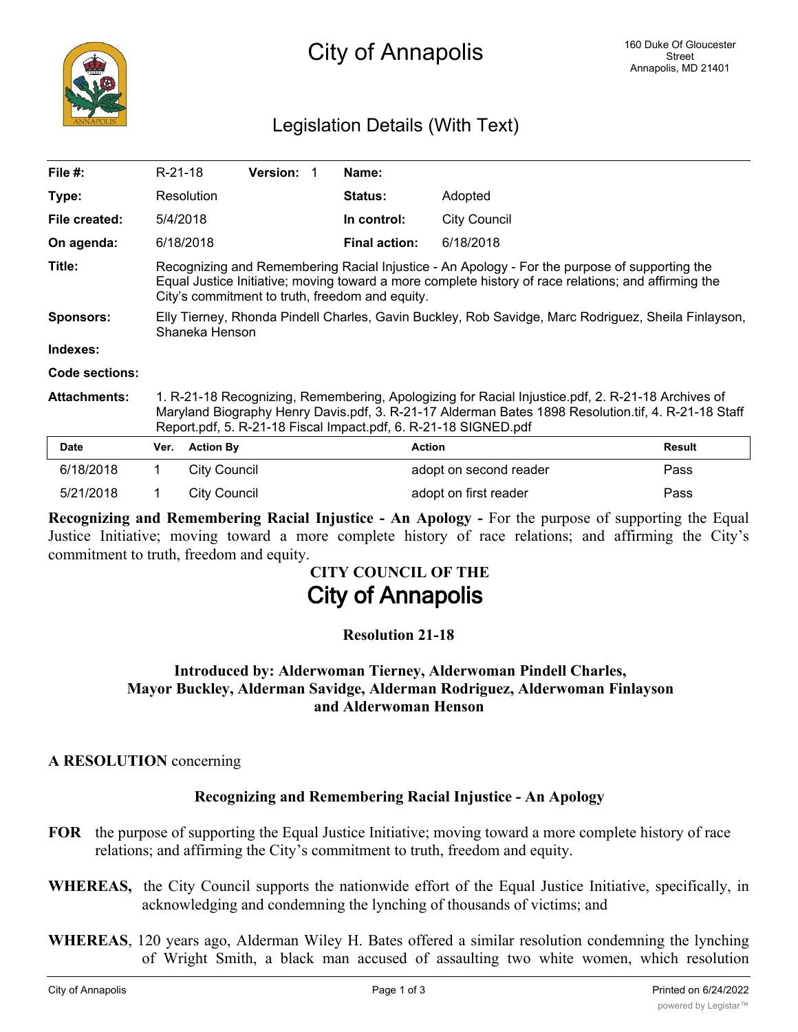# City of Annapolis

160 Duke Of Gloucester Street
Annapolis, MD 21401

## Legislation Details (With Text)

| | | | | | |
|---|---|---|---|---|---|
| **File #:** | R-21-18 | **Version:** | 1 | **Name:** | |
| **Type:** | Resolution | | | **Status:** | Adopted |
| **File created:** | 5/4/2018 | | | **In control:** | City Council |
| **On agenda:** | 6/18/2018 | | | **Final action:** | 6/18/2018 |

**Title:** Recognizing and Remembering Racial Injustice - An Apology - For the purpose of supporting the Equal Justice Initiative; moving toward a more complete history of race relations; and affirming the City's commitment to truth, freedom and equity.

**Sponsors:** Elly Tierney, Rhonda Pindell Charles, Gavin Buckley, Rob Savidge, Marc Rodriguez, Sheila Finlayson, Shaneka Henson

**Indexes:**

**Code sections:**

**Attachments:** 1. R-21-18 Recognizing, Remembering, Apologizing for Racial Injustice.pdf, 2. R-21-18 Archives of Maryland Biography Henry Davis.pdf, 3. R-21-17 Alderman Bates 1898 Resolution.tif, 4. R-21-18 Staff Report.pdf, 5. R-21-18 Fiscal Impact.pdf, 6. R-21-18 SIGNED.pdf

| Date | Ver. | Action By | Action | Result |
|---|---|---|---|---|
| 6/18/2018 | 1 | City Council | adopt on second reader | Pass |
| 5/21/2018 | 1 | City Council | adopt on first reader | Pass |

**Recognizing and Remembering Racial Injustice - An Apology -** For the purpose of supporting the Equal Justice Initiative; moving toward a more complete history of race relations; and affirming the City's commitment to truth, freedom and equity.

**CITY COUNCIL OF THE**

**City of Annapolis**

**Resolution 21-18**

**Introduced by: Alderwoman Tierney, Alderwoman Pindell Charles, Mayor Buckley, Alderman Savidge, Alderman Rodriguez, Alderwoman Finlayson and Alderwoman Henson**

**A RESOLUTION** concerning

**Recognizing and Remembering Racial Injustice - An Apology**

**FOR** the purpose of supporting the Equal Justice Initiative; moving toward a more complete history of race relations; and affirming the City's commitment to truth, freedom and equity.

**WHEREAS,** the City Council supports the nationwide effort of the Equal Justice Initiative, specifically, in acknowledging and condemning the lynching of thousands of victims; and

**WHEREAS**, 120 years ago, Alderman Wiley H. Bates offered a similar resolution condemning the lynching of Wright Smith, a black man accused of assaulting two white women, which resolution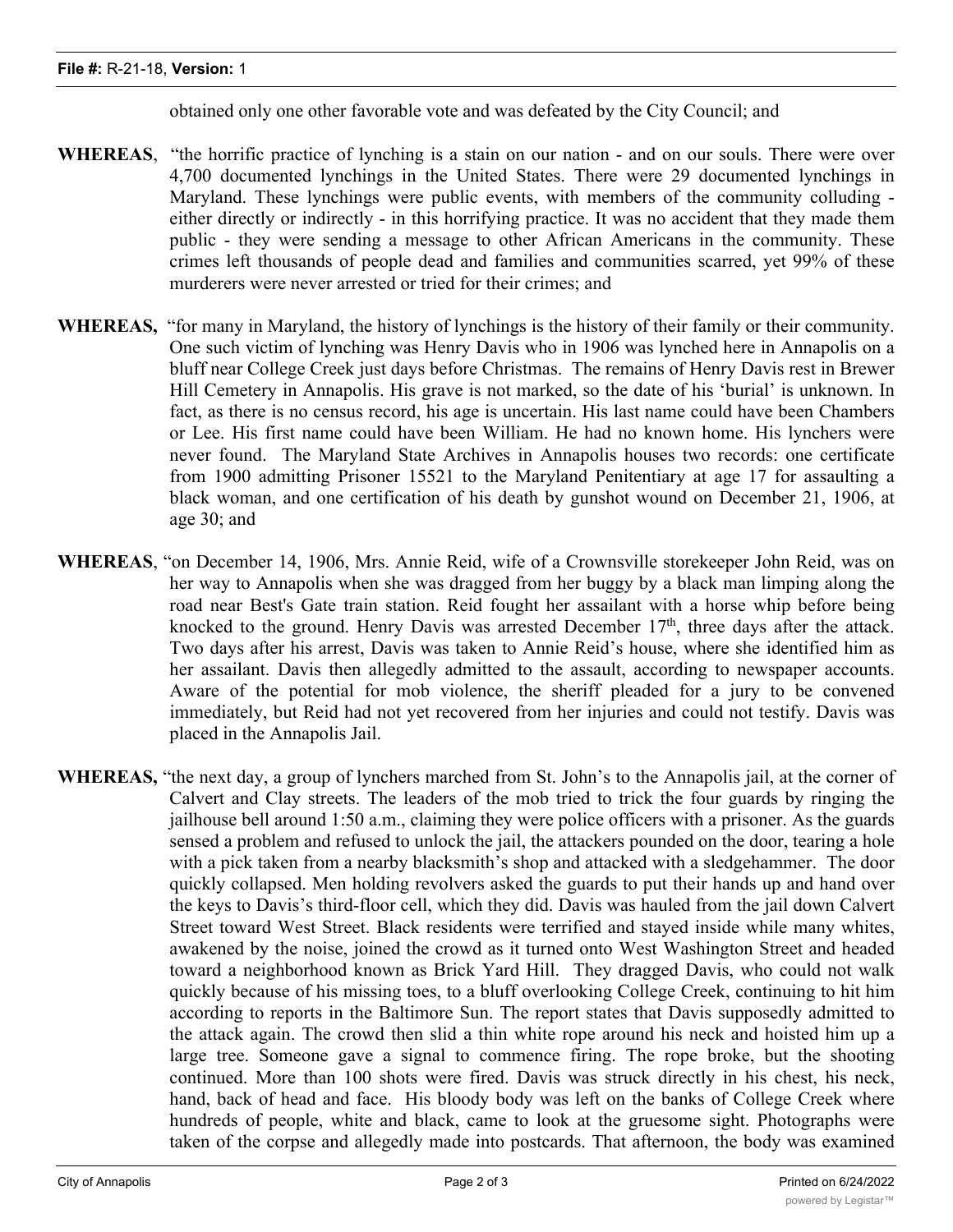obtained only one other favorable vote and was defeated by the City Council; and

**WHEREAS**, "the horrific practice of lynching is a stain on our nation - and on our souls. There were over 4,700 documented lynchings in the United States. There were 29 documented lynchings in Maryland. These lynchings were public events, with members of the community colluding - either directly or indirectly - in this horrifying practice. It was no accident that they made them public - they were sending a message to other African Americans in the community. These crimes left thousands of people dead and families and communities scarred, yet 99% of these murderers were never arrested or tried for their crimes; and

**WHEREAS,** "for many in Maryland, the history of lynchings is the history of their family or their community. One such victim of lynching was Henry Davis who in 1906 was lynched here in Annapolis on a bluff near College Creek just days before Christmas. The remains of Henry Davis rest in Brewer Hill Cemetery in Annapolis. His grave is not marked, so the date of his 'burial' is unknown. In fact, as there is no census record, his age is uncertain. His last name could have been Chambers or Lee. His first name could have been William. He had no known home. His lynchers were never found. The Maryland State Archives in Annapolis houses two records: one certificate from 1900 admitting Prisoner 15521 to the Maryland Penitentiary at age 17 for assaulting a black woman, and one certification of his death by gunshot wound on December 21, 1906, at age 30; and

**WHEREAS**, "on December 14, 1906, Mrs. Annie Reid, wife of a Crownsville storekeeper John Reid, was on her way to Annapolis when she was dragged from her buggy by a black man limping along the road near Best's Gate train station. Reid fought her assailant with a horse whip before being knocked to the ground. Henry Davis was arrested December 17th, three days after the attack. Two days after his arrest, Davis was taken to Annie Reid's house, where she identified him as her assailant. Davis then allegedly admitted to the assault, according to newspaper accounts. Aware of the potential for mob violence, the sheriff pleaded for a jury to be convened immediately, but Reid had not yet recovered from her injuries and could not testify. Davis was placed in the Annapolis Jail.

**WHEREAS,** "the next day, a group of lynchers marched from St. John's to the Annapolis jail, at the corner of Calvert and Clay streets. The leaders of the mob tried to trick the four guards by ringing the jailhouse bell around 1:50 a.m., claiming they were police officers with a prisoner. As the guards sensed a problem and refused to unlock the jail, the attackers pounded on the door, tearing a hole with a pick taken from a nearby blacksmith's shop and attacked with a sledgehammer. The door quickly collapsed. Men holding revolvers asked the guards to put their hands up and hand over the keys to Davis's third-floor cell, which they did. Davis was hauled from the jail down Calvert Street toward West Street. Black residents were terrified and stayed inside while many whites, awakened by the noise, joined the crowd as it turned onto West Washington Street and headed toward a neighborhood known as Brick Yard Hill. They dragged Davis, who could not walk quickly because of his missing toes, to a bluff overlooking College Creek, continuing to hit him according to reports in the Baltimore Sun. The report states that Davis supposedly admitted to the attack again. The crowd then slid a thin white rope around his neck and hoisted him up a large tree. Someone gave a signal to commence firing. The rope broke, but the shooting continued. More than 100 shots were fired. Davis was struck directly in his chest, his neck, hand, back of head and face. His bloody body was left on the banks of College Creek where hundreds of people, white and black, came to look at the gruesome sight. Photographs were taken of the corpse and allegedly made into postcards. That afternoon, the body was examined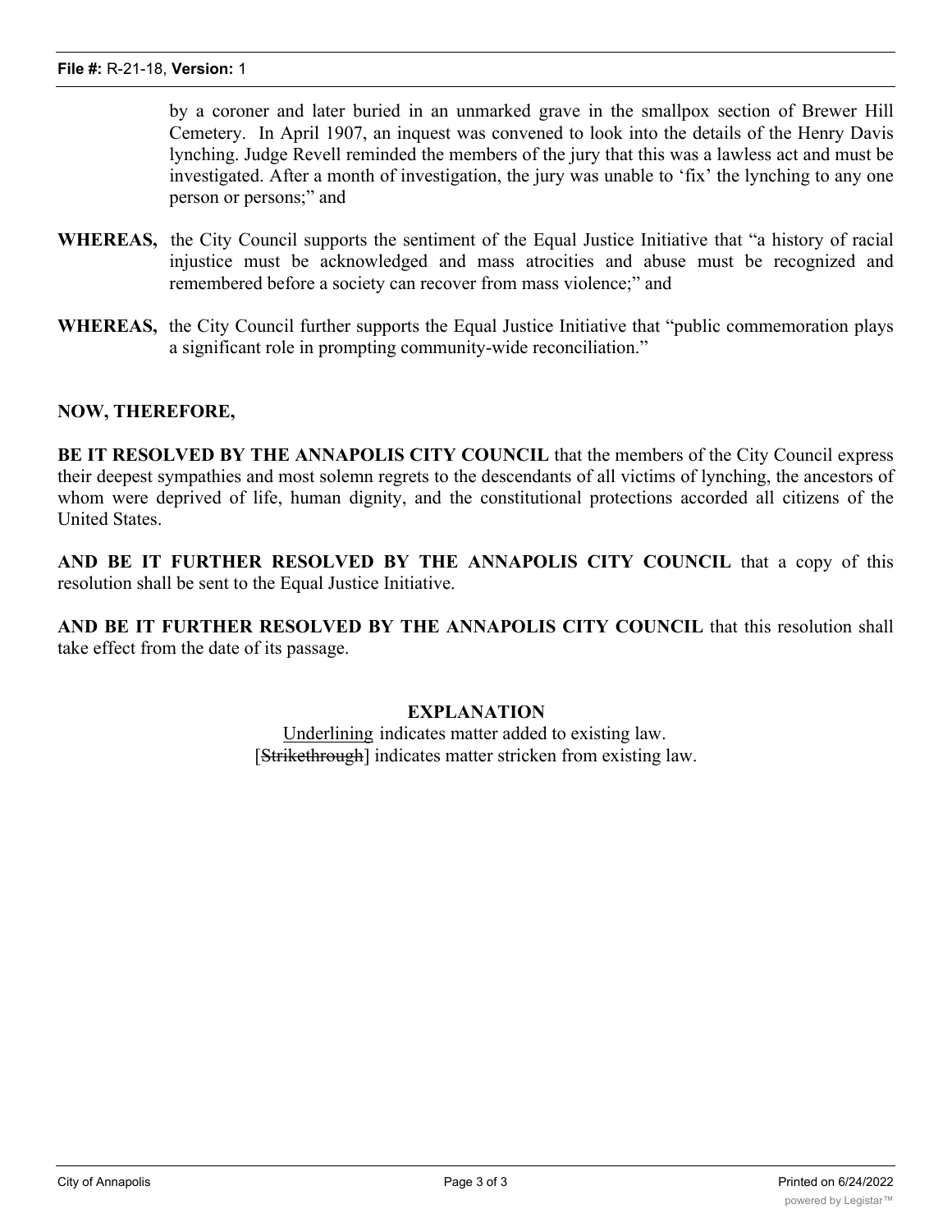by a coroner and later buried in an unmarked grave in the smallpox section of Brewer Hill Cemetery. In April 1907, an inquest was convened to look into the details of the Henry Davis lynching. Judge Revell reminded the members of the jury that this was a lawless act and must be investigated. After a month of investigation, the jury was unable to 'fix' the lynching to any one person or persons;" and

**WHEREAS,** the City Council supports the sentiment of the Equal Justice Initiative that "a history of racial injustice must be acknowledged and mass atrocities and abuse must be recognized and remembered before a society can recover from mass violence;" and

**WHEREAS,** the City Council further supports the Equal Justice Initiative that "public commemoration plays a significant role in prompting community-wide reconciliation."

**NOW, THEREFORE,**

**BE IT RESOLVED BY THE ANNAPOLIS CITY COUNCIL** that the members of the City Council express their deepest sympathies and most solemn regrets to the descendants of all victims of lynching, the ancestors of whom were deprived of life, human dignity, and the constitutional protections accorded all citizens of the United States.

**AND BE IT FURTHER RESOLVED BY THE ANNAPOLIS CITY COUNCIL** that a copy of this resolution shall be sent to the Equal Justice Initiative.

**AND BE IT FURTHER RESOLVED BY THE ANNAPOLIS CITY COUNCIL** that this resolution shall take effect from the date of its passage.

**EXPLANATION**

<u>Underlining</u> indicates matter added to existing law.

[~~Strikethrough~~] indicates matter stricken from existing law.